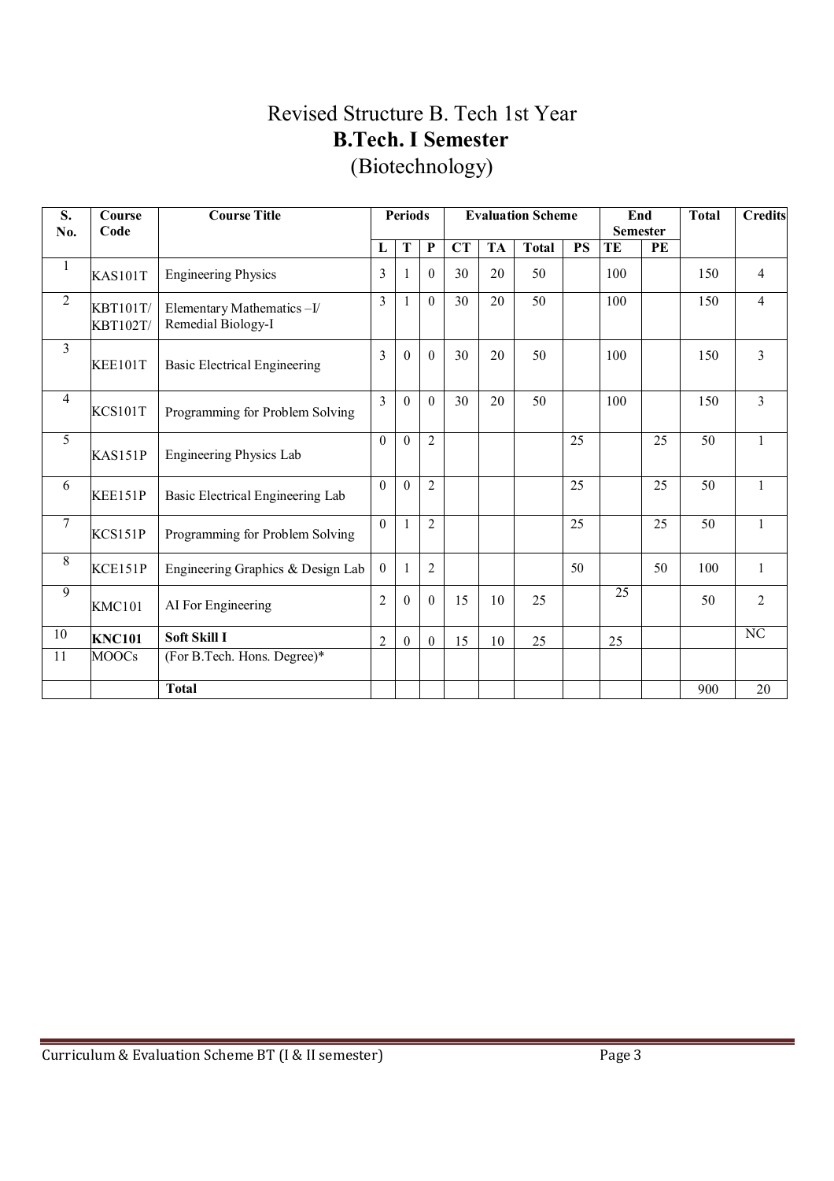# Revised Structure B. Tech 1st Year

## B.Tech. I Semester

(Biotechnology)

| S. No. | Course Code | Course Title | Periods | | | Evaluation Scheme | | | | End Semester | | Total | Credits |
|---|---|---|---|---|---|---|---|---|---|---|---|---|---|
| | | | L | T | P | CT | TA | Total | PS | TE | PE | | |
| 1 | KAS101T | Engineering Physics | 3 | 1 | 0 | 30 | 20 | 50 | | 100 | | 150 | 4 |
| 2 | KBT101T/ KBT102T/ | Elementary Mathematics –I/ Remedial Biology-I | 3 | 1 | 0 | 30 | 20 | 50 | | 100 | | 150 | 4 |
| 3 | KEE101T | Basic Electrical Engineering | 3 | 0 | 0 | 30 | 20 | 50 | | 100 | | 150 | 3 |
| 4 | KCS101T | Programming for Problem Solving | 3 | 0 | 0 | 30 | 20 | 50 | | 100 | | 150 | 3 |
| 5 | KAS151P | Engineering Physics Lab | 0 | 0 | 2 | | | | 25 | | 25 | 50 | 1 |
| 6 | KEE151P | Basic Electrical Engineering Lab | 0 | 0 | 2 | | | | 25 | | 25 | 50 | 1 |
| 7 | KCS151P | Programming for Problem Solving | 0 | 1 | 2 | | | | 25 | | 25 | 50 | 1 |
| 8 | KCE151P | Engineering Graphics & Design Lab | 0 | 1 | 2 | | | | 50 | | 50 | 100 | 1 |
| 9 | KMC101 | AI For Engineering | 2 | 0 | 0 | 15 | 10 | 25 | | 25 | | 50 | 2 |
| 10 | **KNC101** | **Soft Skill I** | 2 | 0 | 0 | 15 | 10 | 25 | | 25 | | | NC |
| 11 | MOOCs | (For B.Tech. Hons. Degree)* | | | | | | | | | | | |
| | | **Total** | | | | | | | | | | 900 | 20 |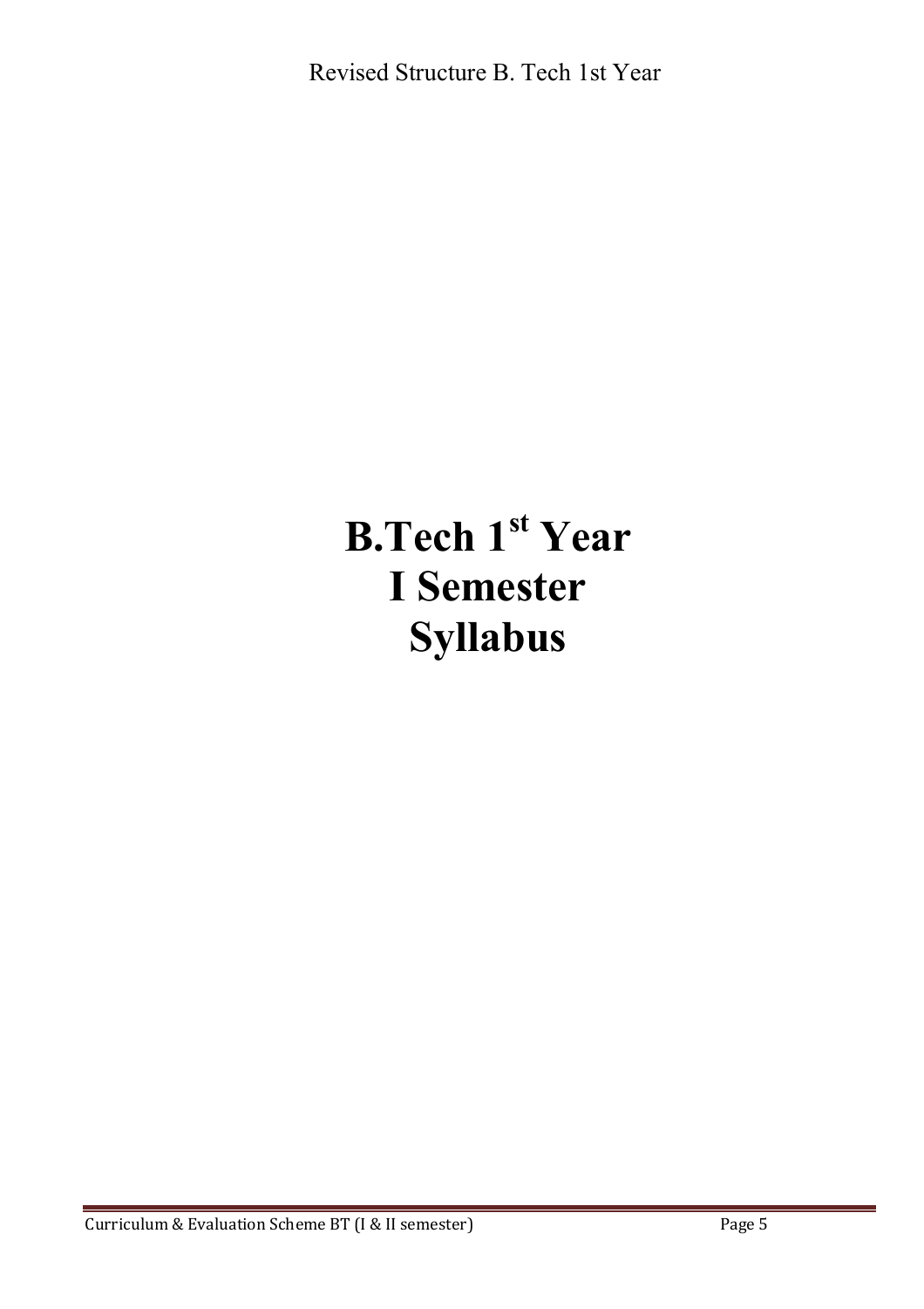# B.Tech 1st Year
# I Semester
# Syllabus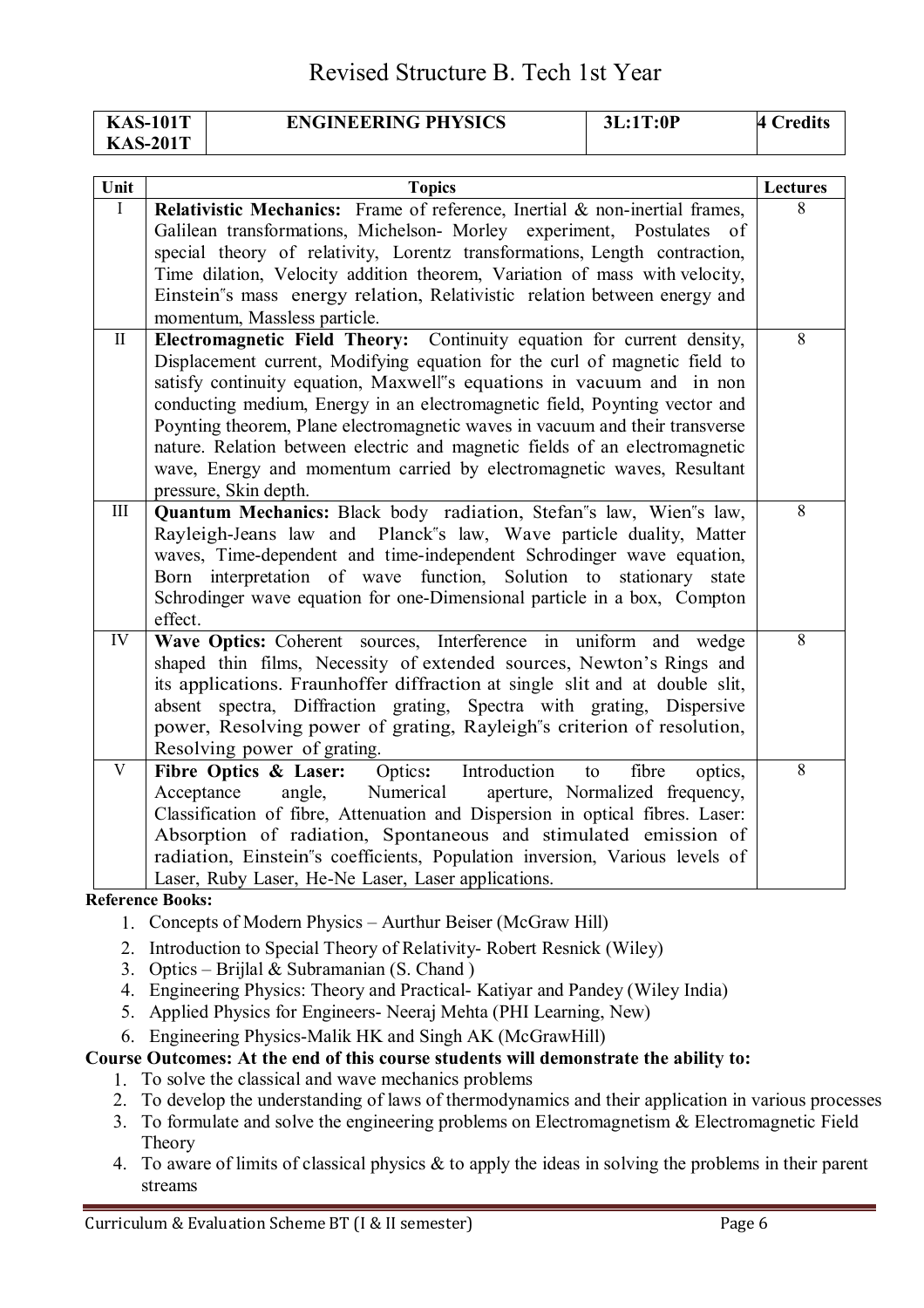# Revised Structure B. Tech 1st Year

| KAS-101T KAS-201T | ENGINEERING PHYSICS | 3L:1T:0P | 4 Credits |
|---|---|---|---|

| Unit | Topics | Lectures |
|---|---|---|
| I | **Relativistic Mechanics:** Frame of reference, Inertial & non-inertial frames, Galilean transformations, Michelson- Morley experiment, Postulates of special theory of relativity, Lorentz transformations, Length contraction, Time dilation, Velocity addition theorem, Variation of mass with velocity, Einstein"s mass energy relation, Relativistic relation between energy and momentum, Massless particle. | 8 |
| II | **Electromagnetic Field Theory:** Continuity equation for current density, Displacement current, Modifying equation for the curl of magnetic field to satisfy continuity equation, Maxwell"s equations in vacuum and in non conducting medium, Energy in an electromagnetic field, Poynting vector and Poynting theorem, Plane electromagnetic waves in vacuum and their transverse nature. Relation between electric and magnetic fields of an electromagnetic wave, Energy and momentum carried by electromagnetic waves, Resultant pressure, Skin depth. | 8 |
| III | **Quantum Mechanics:** Black body radiation, Stefan"s law, Wien"s law, Rayleigh-Jeans law and Planck"s law, Wave particle duality, Matter waves, Time-dependent and time-independent Schrodinger wave equation, Born interpretation of wave function, Solution to stationary state Schrodinger wave equation for one-Dimensional particle in a box, Compton effect. | 8 |
| IV | **Wave Optics:** Coherent sources, Interference in uniform and wedge shaped thin films, Necessity of extended sources, Newton's Rings and its applications. Fraunhoffer diffraction at single slit and at double slit, absent spectra, Diffraction grating, Spectra with grating, Dispersive power, Resolving power of grating, Rayleigh"s criterion of resolution, Resolving power of grating. | 8 |
| V | **Fibre Optics & Laser:** Optics**:** Introduction to fibre optics, Acceptance angle, Numerical aperture, Normalized frequency, Classification of fibre, Attenuation and Dispersion in optical fibres. Laser: Absorption of radiation, Spontaneous and stimulated emission of radiation, Einstein"s coefficients, Population inversion, Various levels of Laser, Ruby Laser, He-Ne Laser, Laser applications. | 8 |

**Reference Books:**

1. Concepts of Modern Physics – Aurthur Beiser (McGraw Hill)
2. Introduction to Special Theory of Relativity- Robert Resnick (Wiley)
3. Optics – Brijlal & Subramanian (S. Chand )
4. Engineering Physics: Theory and Practical- Katiyar and Pandey (Wiley India)
5. Applied Physics for Engineers- Neeraj Mehta (PHI Learning, New)
6. Engineering Physics-Malik HK and Singh AK (McGrawHill)

**Course Outcomes: At the end of this course students will demonstrate the ability to:**

1. To solve the classical and wave mechanics problems
2. To develop the understanding of laws of thermodynamics and their application in various processes
3. To formulate and solve the engineering problems on Electromagnetism & Electromagnetic Field Theory
4. To aware of limits of classical physics & to apply the ideas in solving the problems in their parent streams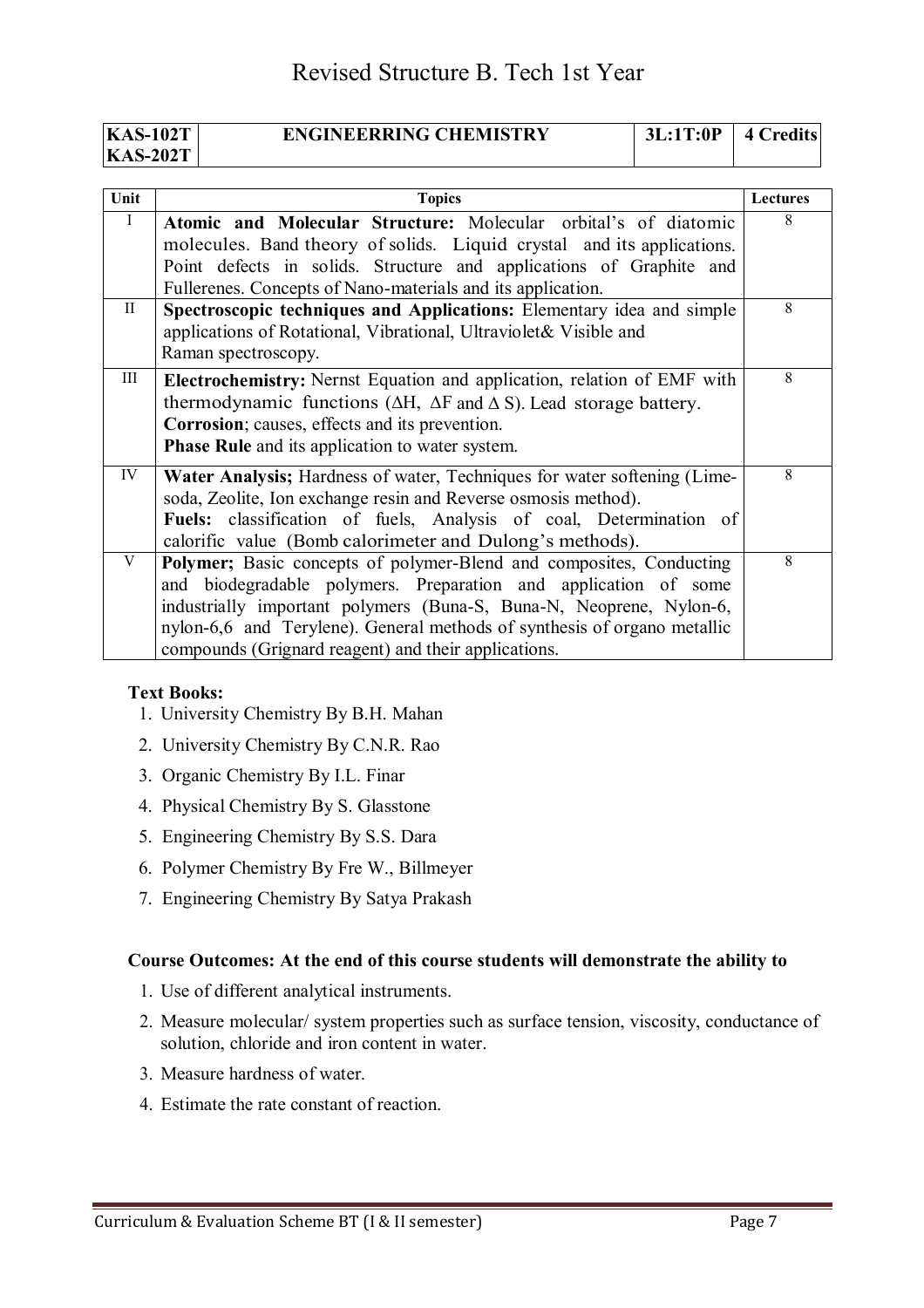# Revised Structure B. Tech 1st Year

| KAS-102T KAS-202T | ENGINEERRING CHEMISTRY | 3L:1T:0P | 4 Credits |
|---|---|---|---|

| Unit | Topics | Lectures |
|---|---|---|
| I | **Atomic and Molecular Structure:** Molecular orbital's of diatomic molecules. Band theory of solids. Liquid crystal and its applications. Point defects in solids. Structure and applications of Graphite and Fullerenes. Concepts of Nano-materials and its application. | 8 |
| II | **Spectroscopic techniques and Applications:** Elementary idea and simple applications of Rotational, Vibrational, Ultraviolet& Visible and Raman spectroscopy. | 8 |
| III | **Electrochemistry:** Nernst Equation and application, relation of EMF with thermodynamic functions ($\Delta$H, $\Delta$F and $\Delta$ S). Lead storage battery. **Corrosion**; causes, effects and its prevention. **Phase Rule** and its application to water system. | 8 |
| IV | **Water Analysis;** Hardness of water, Techniques for water softening (Lime-soda, Zeolite, Ion exchange resin and Reverse osmosis method). **Fuels:** classification of fuels, Analysis of coal, Determination of calorific value (Bomb calorimeter and Dulong's methods). | 8 |
| V | **Polymer;** Basic concepts of polymer-Blend and composites, Conducting and biodegradable polymers. Preparation and application of some industrially important polymers (Buna-S, Buna-N, Neoprene, Nylon-6, nylon-6,6 and Terylene). General methods of synthesis of organo metallic compounds (Grignard reagent) and their applications. | 8 |

**Text Books:**

1. University Chemistry By B.H. Mahan
2. University Chemistry By C.N.R. Rao
3. Organic Chemistry By I.L. Finar
4. Physical Chemistry By S. Glasstone
5. Engineering Chemistry By S.S. Dara
6. Polymer Chemistry By Fre W., Billmeyer
7. Engineering Chemistry By Satya Prakash

**Course Outcomes: At the end of this course students will demonstrate the ability to**

1. Use of different analytical instruments.
2. Measure molecular/ system properties such as surface tension, viscosity, conductance of solution, chloride and iron content in water.
3. Measure hardness of water.
4. Estimate the rate constant of reaction.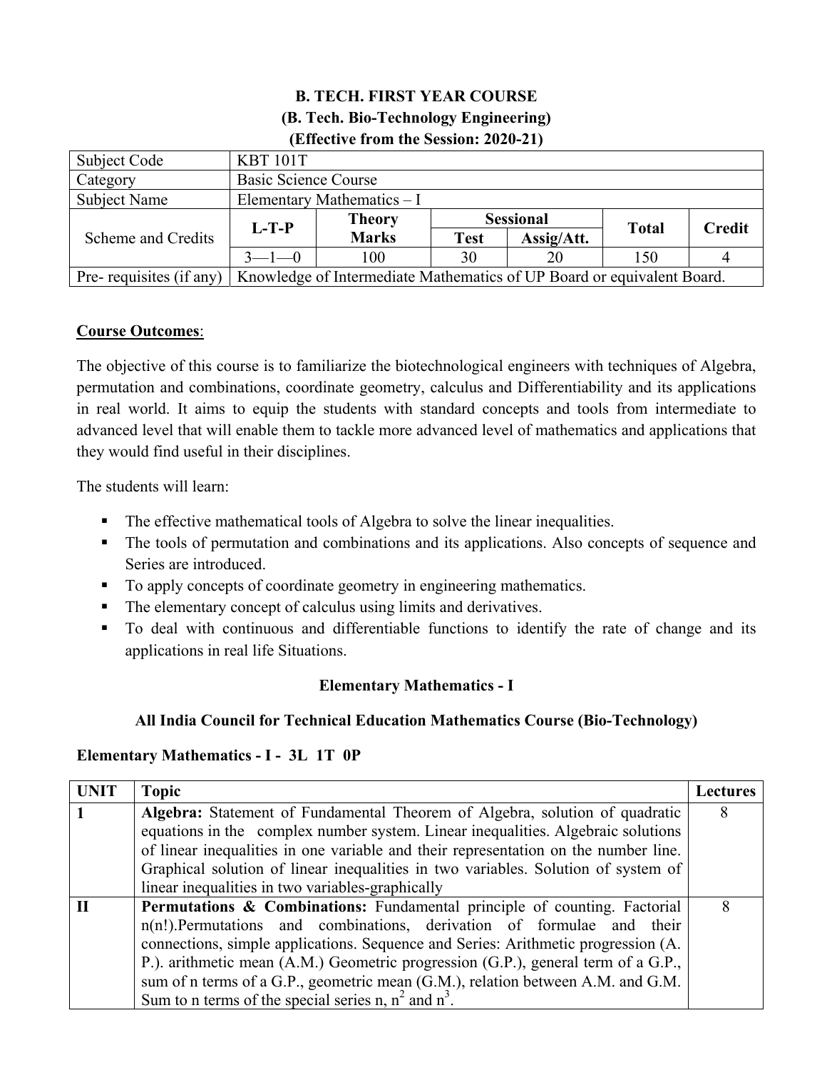**B. TECH. FIRST YEAR COURSE**
**(B. Tech. Bio-Technology Engineering)**
**(Effective from the Session: 2020-21)**

| Subject Code | KBT 101T | | | | | |
|---|---|---|---|---|---|---|
| Category | Basic Science Course | | | | | |
| Subject Name | Elementary Mathematics – I | | | | | |
| Scheme and Credits | L-T-P | Theory Marks | Sessional | | Total | Credit |
| | | | Test | Assig/Att. | | |
| | 3—1—0 | 100 | 30 | 20 | 150 | 4 |
| Pre- requisites (if any) | Knowledge of Intermediate Mathematics of UP Board or equivalent Board. | | | | | |

**Course Outcomes**:

The objective of this course is to familiarize the biotechnological engineers with techniques of Algebra, permutation and combinations, coordinate geometry, calculus and Differentiability and its applications in real world. It aims to equip the students with standard concepts and tools from intermediate to advanced level that will enable them to tackle more advanced level of mathematics and applications that they would find useful in their disciplines.

The students will learn:

- The effective mathematical tools of Algebra to solve the linear inequalities.
- The tools of permutation and combinations and its applications. Also concepts of sequence and Series are introduced.
- To apply concepts of coordinate geometry in engineering mathematics.
- The elementary concept of calculus using limits and derivatives.
- To deal with continuous and differentiable functions to identify the rate of change and its applications in real life Situations.

**Elementary Mathematics - I**

**All India Council for Technical Education Mathematics Course (Bio-Technology)**

**Elementary Mathematics - I - 3L 1T 0P**

| UNIT | Topic | Lectures |
|---|---|---|
| 1 | **Algebra:** Statement of Fundamental Theorem of Algebra, solution of quadratic equations in the complex number system. Linear inequalities. Algebraic solutions of linear inequalities in one variable and their representation on the number line. Graphical solution of linear inequalities in two variables. Solution of system of linear inequalities in two variables-graphically | 8 |
| II | **Permutations & Combinations:** Fundamental principle of counting. Factorial n(n!).Permutations and combinations, derivation of formulae and their connections, simple applications. Sequence and Series: Arithmetic progression (A. P.). arithmetic mean (A.M.) Geometric progression (G.P.), general term of a G.P., sum of n terms of a G.P., geometric mean (G.M.), relation between A.M. and G.M. Sum to n terms of the special series n, $n^2$ and $n^3$. | 8 |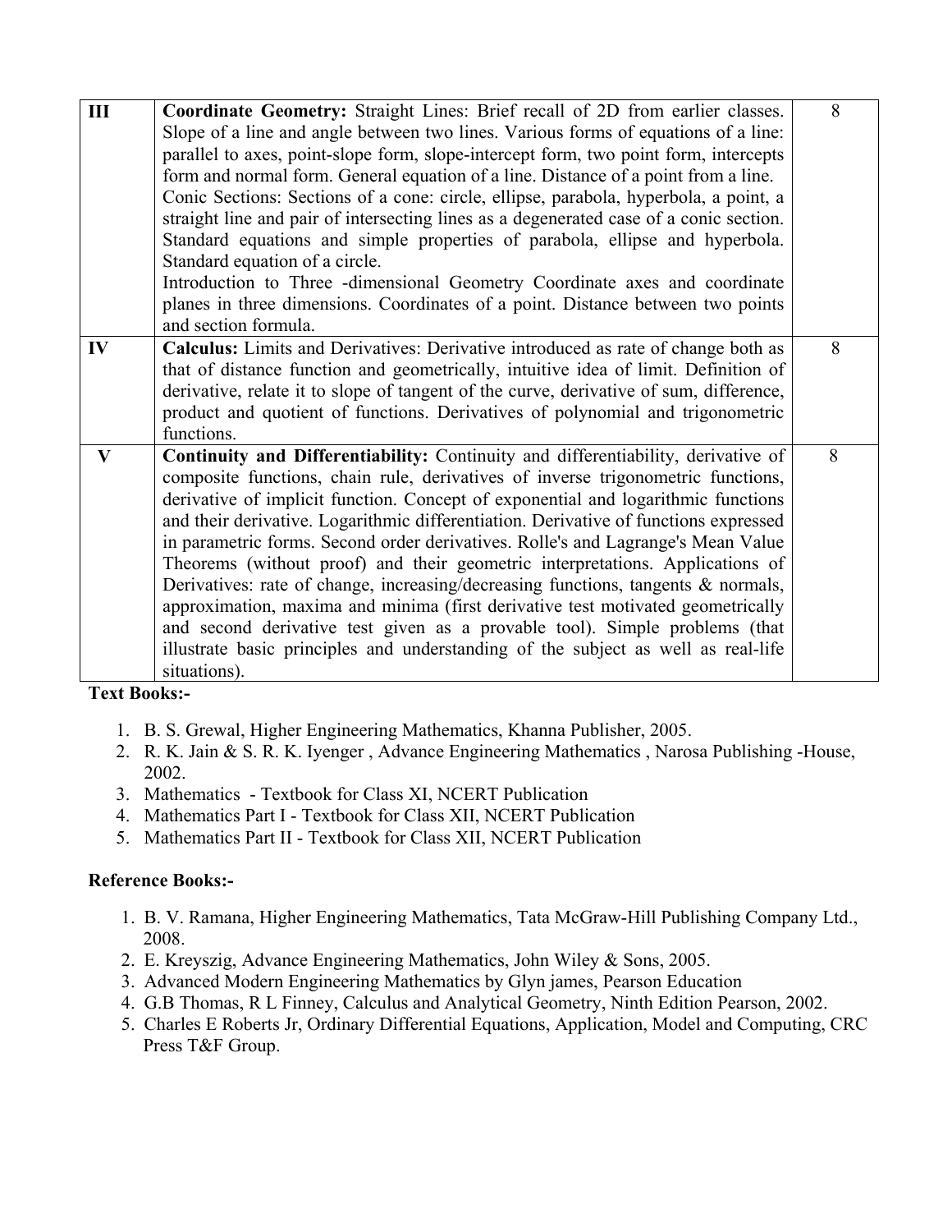| | | |
|---|---|---|
| III | **Coordinate Geometry:** Straight Lines: Brief recall of 2D from earlier classes. Slope of a line and angle between two lines. Various forms of equations of a line: parallel to axes, point-slope form, slope-intercept form, two point form, intercepts form and normal form. General equation of a line. Distance of a point from a line. Conic Sections: Sections of a cone: circle, ellipse, parabola, hyperbola, a point, a straight line and pair of intersecting lines as a degenerated case of a conic section. Standard equations and simple properties of parabola, ellipse and hyperbola. Standard equation of a circle. Introduction to Three -dimensional Geometry Coordinate axes and coordinate planes in three dimensions. Coordinates of a point. Distance between two points and section formula. | 8 |
| IV | **Calculus:** Limits and Derivatives: Derivative introduced as rate of change both as that of distance function and geometrically, intuitive idea of limit. Definition of derivative, relate it to slope of tangent of the curve, derivative of sum, difference, product and quotient of functions. Derivatives of polynomial and trigonometric functions. | 8 |
| V | **Continuity and Differentiability:** Continuity and differentiability, derivative of composite functions, chain rule, derivatives of inverse trigonometric functions, derivative of implicit function. Concept of exponential and logarithmic functions and their derivative. Logarithmic differentiation. Derivative of functions expressed in parametric forms. Second order derivatives. Rolle's and Lagrange's Mean Value Theorems (without proof) and their geometric interpretations. Applications of Derivatives: rate of change, increasing/decreasing functions, tangents & normals, approximation, maxima and minima (first derivative test motivated geometrically and second derivative test given as a provable tool). Simple problems (that illustrate basic principles and understanding of the subject as well as real-life situations). | 8 |

**Text Books:-**

1. B. S. Grewal, Higher Engineering Mathematics, Khanna Publisher, 2005.
2. R. K. Jain & S. R. K. Iyenger , Advance Engineering Mathematics , Narosa Publishing -House, 2002.
3. Mathematics - Textbook for Class XI, NCERT Publication
4. Mathematics Part I - Textbook for Class XII, NCERT Publication
5. Mathematics Part II - Textbook for Class XII, NCERT Publication

**Reference Books:-**

1. B. V. Ramana, Higher Engineering Mathematics, Tata McGraw-Hill Publishing Company Ltd., 2008.
2. E. Kreyszig, Advance Engineering Mathematics, John Wiley & Sons, 2005.
3. Advanced Modern Engineering Mathematics by Glyn james, Pearson Education
4. G.B Thomas, R L Finney, Calculus and Analytical Geometry, Ninth Edition Pearson, 2002.
5. Charles E Roberts Jr, Ordinary Differential Equations, Application, Model and Computing, CRC Press T&F Group.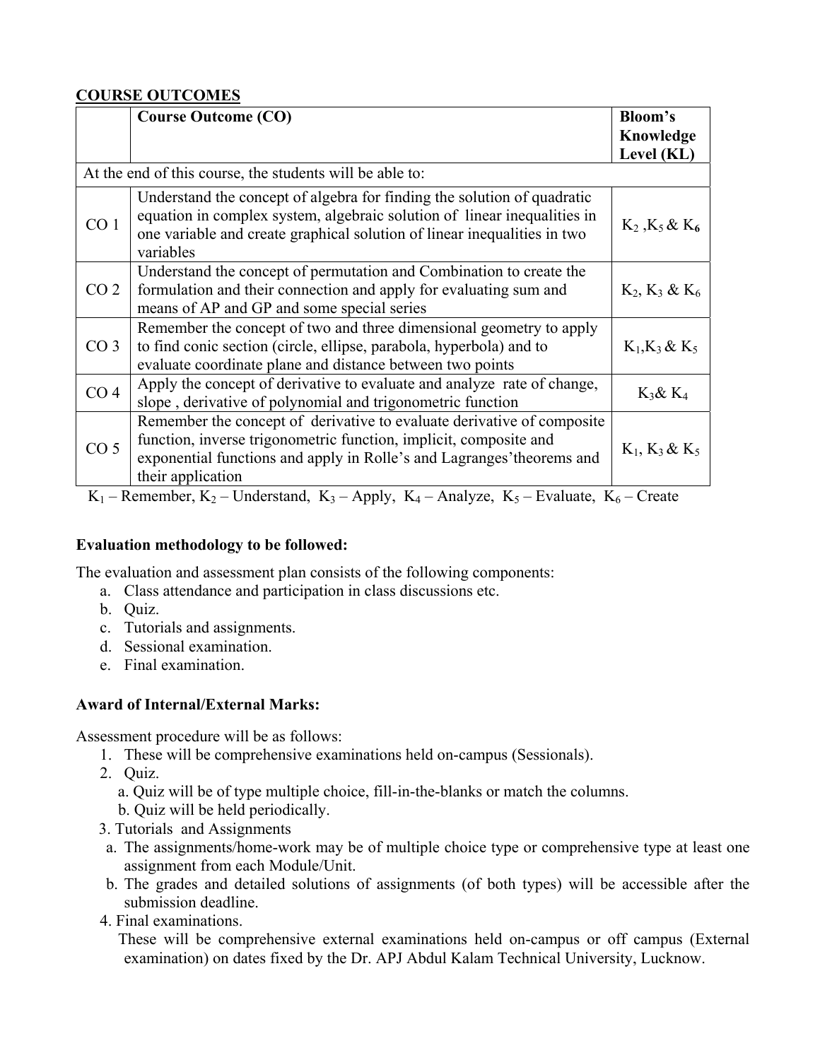## COURSE OUTCOMES

| | Course Outcome (CO) | Bloom's Knowledge Level (KL) |
|---|---|---|
| At the end of this course, the students will be able to: | | |
| CO 1 | Understand the concept of algebra for finding the solution of quadratic equation in complex system, algebraic solution of linear inequalities in one variable and create graphical solution of linear inequalities in two variables | $K_2$ ,$K_5$ & $K_6$ |
| CO 2 | Understand the concept of permutation and Combination to create the formulation and their connection and apply for evaluating sum and means of AP and GP and some special series | $K_2$, $K_3$ & $K_6$ |
| CO 3 | Remember the concept of two and three dimensional geometry to apply to find conic section (circle, ellipse, parabola, hyperbola) and to evaluate coordinate plane and distance between two points | $K_1$,$K_3$ & $K_5$ |
| CO 4 | Apply the concept of derivative to evaluate and analyze rate of change, slope , derivative of polynomial and trigonometric function | $K_3$& $K_4$ |
| CO 5 | Remember the concept of derivative to evaluate derivative of composite function, inverse trigonometric function, implicit, composite and exponential functions and apply in Rolle's and Lagranges'theorems and their application | $K_1$, $K_3$ & $K_5$ |

$K_1$ – Remember, $K_2$ – Understand, $K_3$ – Apply, $K_4$ – Analyze, $K_5$ – Evaluate, $K_6$ – Create

**Evaluation methodology to be followed:**

The evaluation and assessment plan consists of the following components:

a. Class attendance and participation in class discussions etc.
b. Quiz.
c. Tutorials and assignments.
d. Sessional examination.
e. Final examination.

**Award of Internal/External Marks:**

Assessment procedure will be as follows:

1. These will be comprehensive examinations held on-campus (Sessionals).
2. Quiz.
   a. Quiz will be of type multiple choice, fill-in-the-blanks or match the columns.
   b. Quiz will be held periodically.
3. Tutorials and Assignments
   a. The assignments/home-work may be of multiple choice type or comprehensive type at least one assignment from each Module/Unit.
   b. The grades and detailed solutions of assignments (of both types) will be accessible after the submission deadline.
4. Final examinations.
   These will be comprehensive external examinations held on-campus or off campus (External examination) on dates fixed by the Dr. APJ Abdul Kalam Technical University, Lucknow.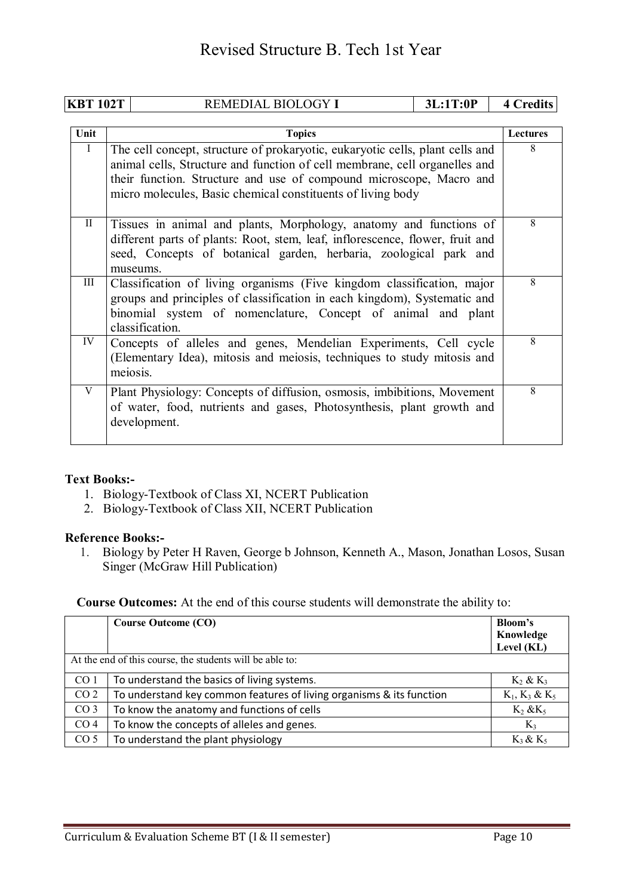# Revised Structure B. Tech 1st Year

| KBT 102T | REMEDIAL BIOLOGY **I** | 3L:1T:0P | 4 Credits |
|---|---|---|---|

| Unit | Topics | Lectures |
|---|---|---|
| I | The cell concept, structure of prokaryotic, eukaryotic cells, plant cells and animal cells, Structure and function of cell membrane, cell organelles and their function. Structure and use of compound microscope, Macro and micro molecules, Basic chemical constituents of living body | 8 |
| II | Tissues in animal and plants, Morphology, anatomy and functions of different parts of plants: Root, stem, leaf, inflorescence, flower, fruit and seed, Concepts of botanical garden, herbaria, zoological park and museums. | 8 |
| III | Classification of living organisms (Five kingdom classification, major groups and principles of classification in each kingdom), Systematic and binomial system of nomenclature, Concept of animal and plant classification. | 8 |
| IV | Concepts of alleles and genes, Mendelian Experiments, Cell cycle (Elementary Idea), mitosis and meiosis, techniques to study mitosis and meiosis. | 8 |
| V | Plant Physiology: Concepts of diffusion, osmosis, imbibitions, Movement of water, food, nutrients and gases, Photosynthesis, plant growth and development. | 8 |

**Text Books:-**

1. Biology-Textbook of Class XI, NCERT Publication
2. Biology-Textbook of Class XII, NCERT Publication

**Reference Books:-**

1. Biology by Peter H Raven, George b Johnson, Kenneth A., Mason, Jonathan Losos, Susan Singer (McGraw Hill Publication)

**Course Outcomes:** At the end of this course students will demonstrate the ability to:

| | Course Outcome (CO) | Bloom's Knowledge Level (KL) |
|---|---|---|
| At the end of this course, the students will be able to: | | |
| CO 1 | To understand the basics of living systems. | $K_2$ & $K_3$ |
| CO 2 | To understand key common features of living organisms & its function | $K_1$, $K_3$ & $K_5$ |
| CO 3 | To know the anatomy and functions of cells | $K_2$ &$K_5$ |
| CO 4 | To know the concepts of alleles and genes. | $K_3$ |
| CO 5 | To understand the plant physiology | $K_3$ & $K_5$ |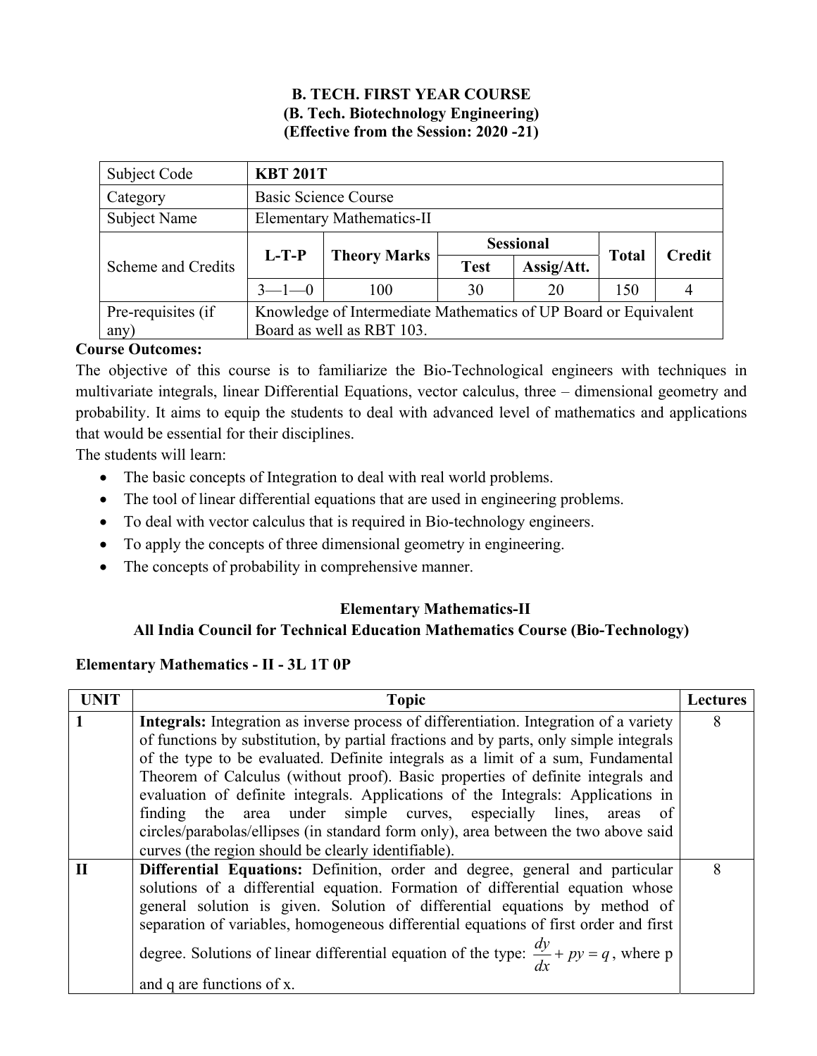**B. TECH. FIRST YEAR COURSE**
**(B. Tech. Biotechnology Engineering)**
**(Effective from the Session: 2020 -21)**

| Subject Code | **KBT 201T** | | | | | |
|---|---|---|---|---|---|---|
| Category | Basic Science Course | | | | | |
| Subject Name | Elementary Mathematics-II | | | | | |
| Scheme and Credits | **L-T-P** | **Theory Marks** | **Sessional** | | **Total** | **Credit** |
| | | | **Test** | **Assig/Att.** | | |
| | 3—1—0 | 100 | 30 | 20 | 150 | 4 |
| Pre-requisites (if any) | Knowledge of Intermediate Mathematics of UP Board or Equivalent Board as well as RBT 103. | | | | | |

**Course Outcomes:**

The objective of this course is to familiarize the Bio-Technological engineers with techniques in multivariate integrals, linear Differential Equations, vector calculus, three – dimensional geometry and probability. It aims to equip the students to deal with advanced level of mathematics and applications that would be essential for their disciplines.

The students will learn:

- The basic concepts of Integration to deal with real world problems.
- The tool of linear differential equations that are used in engineering problems.
- To deal with vector calculus that is required in Bio-technology engineers.
- To apply the concepts of three dimensional geometry in engineering.
- The concepts of probability in comprehensive manner.

**Elementary Mathematics-II**
**All India Council for Technical Education Mathematics Course (Bio-Technology)**

**Elementary Mathematics - II - 3L 1T 0P**

| UNIT | Topic | Lectures |
|---|---|---|
| **1** | **Integrals:** Integration as inverse process of differentiation. Integration of a variety of functions by substitution, by partial fractions and by parts, only simple integrals of the type to be evaluated. Definite integrals as a limit of a sum, Fundamental Theorem of Calculus (without proof). Basic properties of definite integrals and evaluation of definite integrals. Applications of the Integrals: Applications in finding the area under simple curves, especially lines, areas of circles/parabolas/ellipses (in standard form only), area between the two above said curves (the region should be clearly identifiable). | 8 |
| **II** | **Differential Equations:** Definition, order and degree, general and particular solutions of a differential equation. Formation of differential equation whose general solution is given. Solution of differential equations by method of separation of variables, homogeneous differential equations of first order and first degree. Solutions of linear differential equation of the type: $\frac{dy}{dx} + py = q$, where p and q are functions of x. | 8 |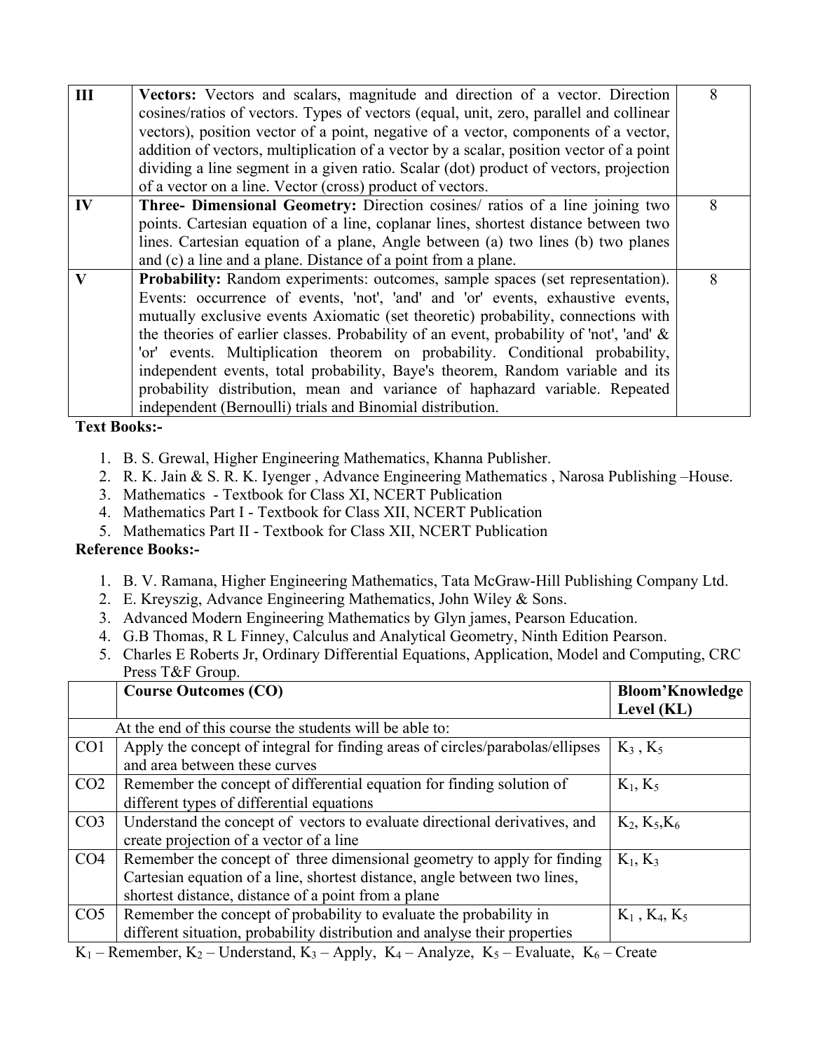| | | |
|---|---|---|
| **III** | **Vectors:** Vectors and scalars, magnitude and direction of a vector. Direction cosines/ratios of vectors. Types of vectors (equal, unit, zero, parallel and collinear vectors), position vector of a point, negative of a vector, components of a vector, addition of vectors, multiplication of a vector by a scalar, position vector of a point dividing a line segment in a given ratio. Scalar (dot) product of vectors, projection of a vector on a line. Vector (cross) product of vectors. | 8 |
| **IV** | **Three- Dimensional Geometry:** Direction cosines/ ratios of a line joining two points. Cartesian equation of a line, coplanar lines, shortest distance between two lines. Cartesian equation of a plane, Angle between (a) two lines (b) two planes and (c) a line and a plane. Distance of a point from a plane. | 8 |
| **V** | **Probability:** Random experiments: outcomes, sample spaces (set representation). Events: occurrence of events, 'not', 'and' and 'or' events, exhaustive events, mutually exclusive events Axiomatic (set theoretic) probability, connections with the theories of earlier classes. Probability of an event, probability of 'not', 'and' & 'or' events. Multiplication theorem on probability. Conditional probability, independent events, total probability, Baye's theorem, Random variable and its probability distribution, mean and variance of haphazard variable. Repeated independent (Bernoulli) trials and Binomial distribution. | 8 |

**Text Books:-**

1. B. S. Grewal, Higher Engineering Mathematics, Khanna Publisher.
2. R. K. Jain & S. R. K. Iyenger , Advance Engineering Mathematics , Narosa Publishing –House.
3. Mathematics - Textbook for Class XI, NCERT Publication
4. Mathematics Part I - Textbook for Class XII, NCERT Publication
5. Mathematics Part II - Textbook for Class XII, NCERT Publication

**Reference Books:-**

1. B. V. Ramana, Higher Engineering Mathematics, Tata McGraw-Hill Publishing Company Ltd.
2. E. Kreyszig, Advance Engineering Mathematics, John Wiley & Sons.
3. Advanced Modern Engineering Mathematics by Glyn james, Pearson Education.
4. G.B Thomas, R L Finney, Calculus and Analytical Geometry, Ninth Edition Pearson.
5. Charles E Roberts Jr, Ordinary Differential Equations, Application, Model and Computing, CRC Press T&F Group.

| | **Course Outcomes (CO)** | **Bloom'Knowledge Level (KL)** |
|---|---|---|
| | At the end of this course the students will be able to: | |
| CO1 | Apply the concept of integral for finding areas of circles/parabolas/ellipses and area between these curves | $K_3$ , $K_5$ |
| CO2 | Remember the concept of differential equation for finding solution of different types of differential equations | $K_1$, $K_5$ |
| CO3 | Understand the concept of vectors to evaluate directional derivatives, and create projection of a vector of a line | $K_2$, $K_5$,$K_6$ |
| CO4 | Remember the concept of three dimensional geometry to apply for finding Cartesian equation of a line, shortest distance, angle between two lines, shortest distance, distance of a point from a plane | $K_1$, $K_3$ |
| CO5 | Remember the concept of probability to evaluate the probability in different situation, probability distribution and analyse their properties | $K_1$ , $K_4$, $K_5$ |

$K_1$ – Remember, $K_2$ – Understand, $K_3$ – Apply, $K_4$ – Analyze, $K_5$ – Evaluate, $K_6$ – Create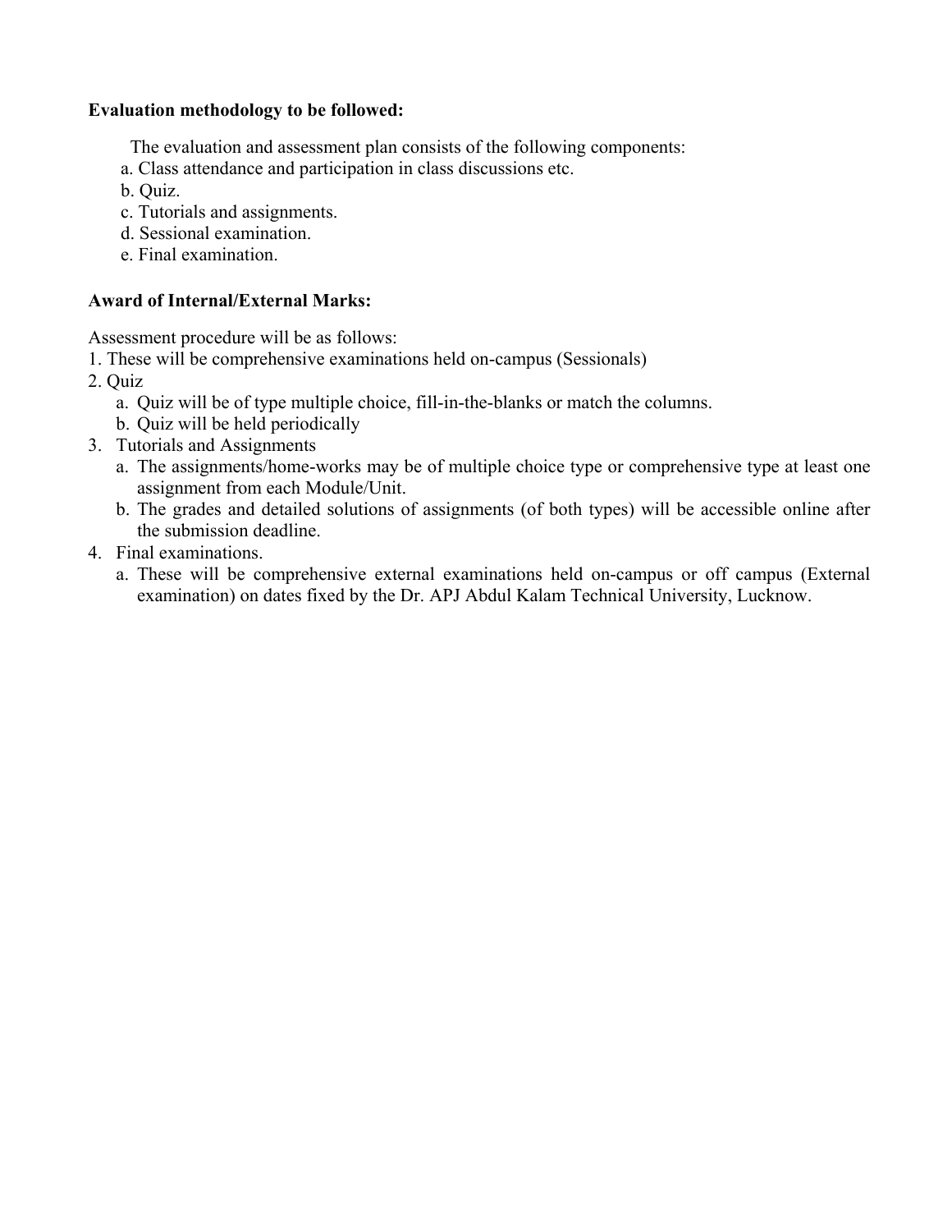**Evaluation methodology to be followed:**

The evaluation and assessment plan consists of the following components:

a. Class attendance and participation in class discussions etc.
b. Quiz.
c. Tutorials and assignments.
d. Sessional examination.
e. Final examination.

**Award of Internal/External Marks:**

Assessment procedure will be as follows:

1. These will be comprehensive examinations held on-campus (Sessionals)
2. Quiz
   a. Quiz will be of type multiple choice, fill-in-the-blanks or match the columns.
   b. Quiz will be held periodically
3. Tutorials and Assignments
   a. The assignments/home-works may be of multiple choice type or comprehensive type at least one assignment from each Module/Unit.
   b. The grades and detailed solutions of assignments (of both types) will be accessible online after the submission deadline.
4. Final examinations.
   a. These will be comprehensive external examinations held on-campus or off campus (External examination) on dates fixed by the Dr. APJ Abdul Kalam Technical University, Lucknow.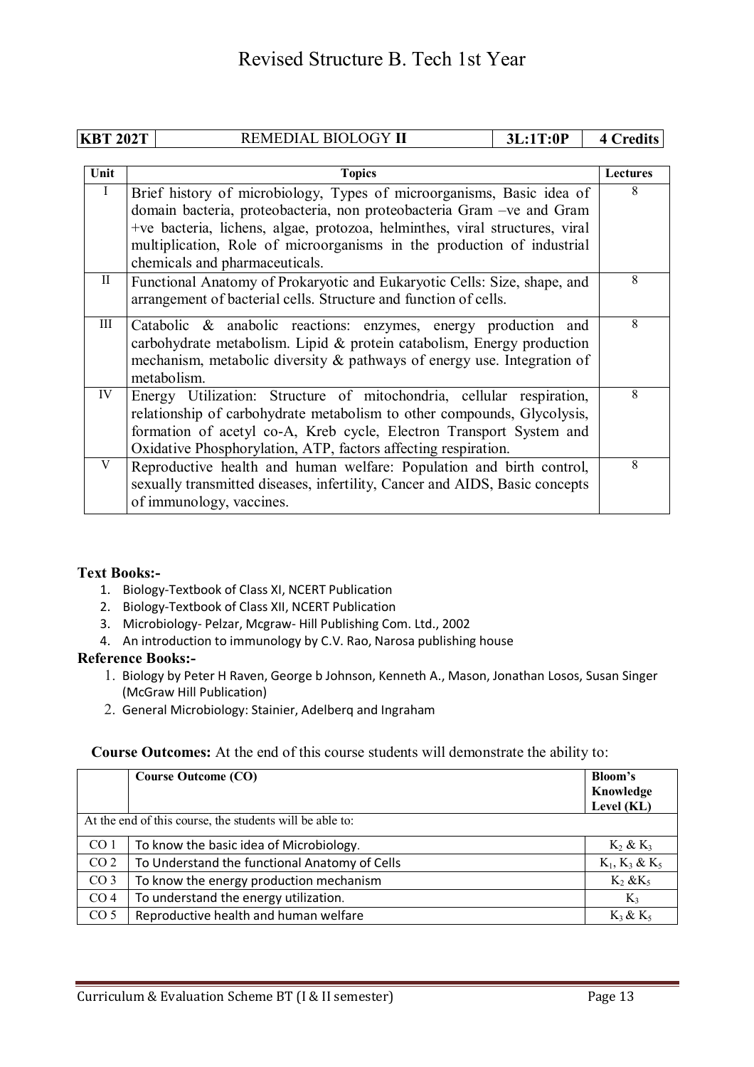# Revised Structure B. Tech 1st Year

| KBT 202T | REMEDIAL BIOLOGY **II** | 3L:1T:0P | 4 Credits |
|---|---|---|---|

| Unit | Topics | Lectures |
|---|---|---|
| I | Brief history of microbiology, Types of microorganisms, Basic idea of domain bacteria, proteobacteria, non proteobacteria Gram –ve and Gram +ve bacteria, lichens, algae, protozoa, helminthes, viral structures, viral multiplication, Role of microorganisms in the production of industrial chemicals and pharmaceuticals. | 8 |
| II | Functional Anatomy of Prokaryotic and Eukaryotic Cells: Size, shape, and arrangement of bacterial cells. Structure and function of cells. | 8 |
| III | Catabolic & anabolic reactions: enzymes, energy production and carbohydrate metabolism. Lipid & protein catabolism, Energy production mechanism, metabolic diversity & pathways of energy use. Integration of metabolism. | 8 |
| IV | Energy Utilization: Structure of mitochondria, cellular respiration, relationship of carbohydrate metabolism to other compounds, Glycolysis, formation of acetyl co-A, Kreb cycle, Electron Transport System and Oxidative Phosphorylation, ATP, factors affecting respiration. | 8 |
| V | Reproductive health and human welfare: Population and birth control, sexually transmitted diseases, infertility, Cancer and AIDS, Basic concepts of immunology, vaccines. | 8 |

**Text Books:-**

1. Biology-Textbook of Class XI, NCERT Publication
2. Biology-Textbook of Class XII, NCERT Publication
3. Microbiology- Pelzar, Mcgraw- Hill Publishing Com. Ltd., 2002
4. An introduction to immunology by C.V. Rao, Narosa publishing house

**Reference Books:-**

1. Biology by Peter H Raven, George b Johnson, Kenneth A., Mason, Jonathan Losos, Susan Singer (McGraw Hill Publication)
2. General Microbiology: Stainier, Adelberq and Ingraham

**Course Outcomes:** At the end of this course students will demonstrate the ability to:

| | Course Outcome (CO) | Bloom's Knowledge Level (KL) |
|---|---|---|
| At the end of this course, the students will be able to: | | |
| CO 1 | To know the basic idea of Microbiology. | $K_2$ & $K_3$ |
| CO 2 | To Understand the functional Anatomy of Cells | $K_1$, $K_3$ & $K_5$ |
| CO 3 | To know the energy production mechanism | $K_2$ &$K_5$ |
| CO 4 | To understand the energy utilization. | $K_3$ |
| CO 5 | Reproductive health and human welfare | $K_3$ & $K_5$ |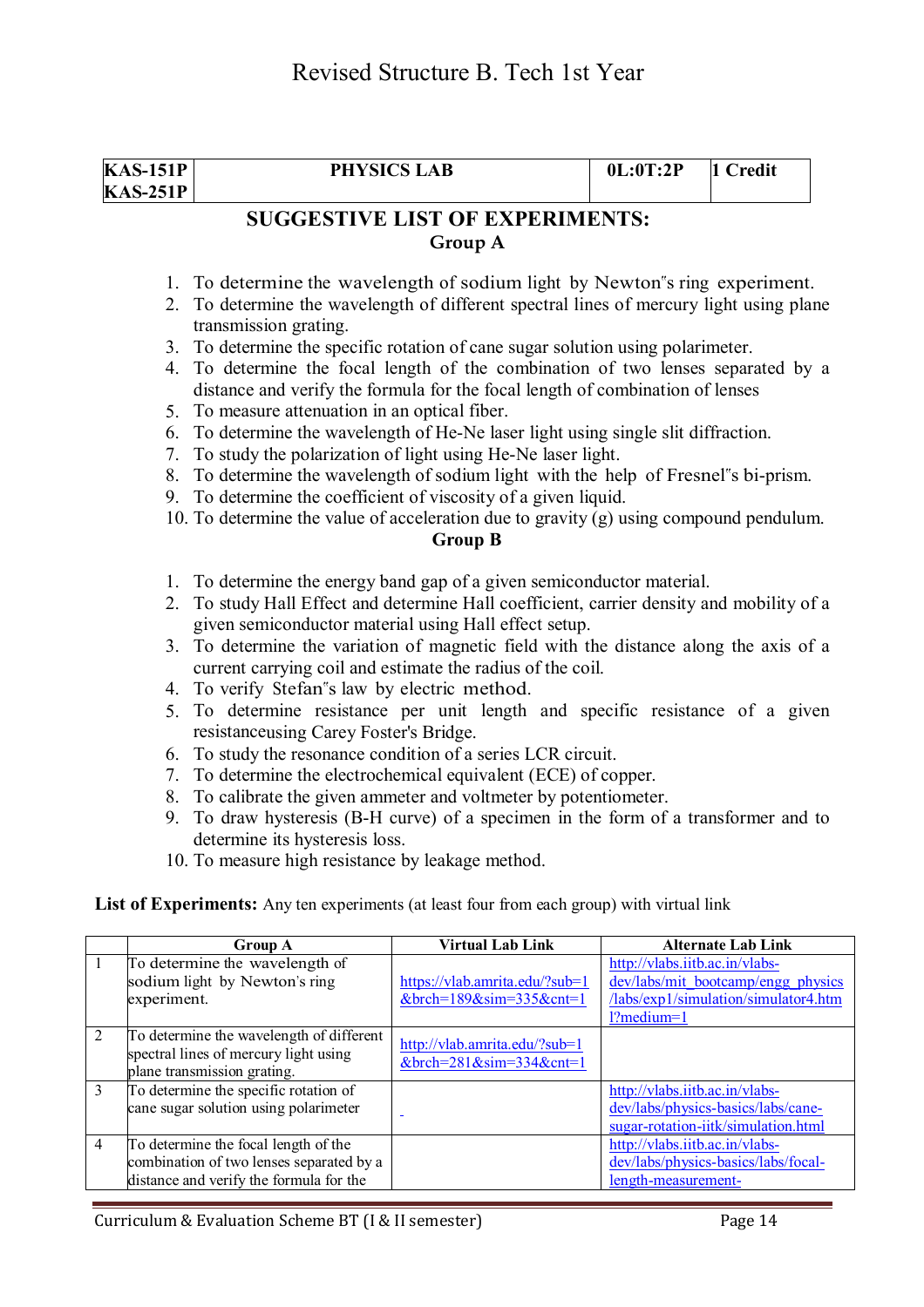# Revised Structure B. Tech 1st Year

| KAS-151P KAS-251P | PHYSICS LAB | 0L:0T:2P | 1 Credit |
|---|---|---|---|

## SUGGESTIVE LIST OF EXPERIMENTS:

### Group A

1. To determine the wavelength of sodium light by Newton"s ring experiment.
2. To determine the wavelength of different spectral lines of mercury light using plane transmission grating.
3. To determine the specific rotation of cane sugar solution using polarimeter.
4. To determine the focal length of the combination of two lenses separated by a distance and verify the formula for the focal length of combination of lenses
5. To measure attenuation in an optical fiber.
6. To determine the wavelength of He-Ne laser light using single slit diffraction.
7. To study the polarization of light using He-Ne laser light.
8. To determine the wavelength of sodium light with the help of Fresnel"s bi-prism.
9. To determine the coefficient of viscosity of a given liquid.
10. To determine the value of acceleration due to gravity (g) using compound pendulum.

### Group B

1. To determine the energy band gap of a given semiconductor material.
2. To study Hall Effect and determine Hall coefficient, carrier density and mobility of a given semiconductor material using Hall effect setup.
3. To determine the variation of magnetic field with the distance along the axis of a current carrying coil and estimate the radius of the coil.
4. To verify Stefan"s law by electric method.
5. To determine resistance per unit length and specific resistance of a given resistanceusing Carey Foster's Bridge.
6. To study the resonance condition of a series LCR circuit.
7. To determine the electrochemical equivalent (ECE) of copper.
8. To calibrate the given ammeter and voltmeter by potentiometer.
9. To draw hysteresis (B-H curve) of a specimen in the form of a transformer and to determine its hysteresis loss.
10. To measure high resistance by leakage method.

**List of Experiments:** Any ten experiments (at least four from each group) with virtual link

| | Group A | Virtual Lab Link | Alternate Lab Link |
|---|---|---|---|
| 1 | To determine the wavelength of sodium light by Newton's ring experiment. | https://vlab.amrita.edu/?sub=1&brch=189&sim=335&cnt=1 | http://vlabs.iitb.ac.in/vlabs-dev/labs/mit_bootcamp/engg_physics/labs/exp1/simulation/simulator4.html?medium=1 |
| 2 | To determine the wavelength of different spectral lines of mercury light using plane transmission grating. | http://vlab.amrita.edu/?sub=1&brch=281&sim=334&cnt=1 | |
| 3 | To determine the specific rotation of cane sugar solution using polarimeter | | http://vlabs.iitb.ac.in/vlabs-dev/labs/physics-basics/labs/cane-sugar-rotation-iitk/simulation.html |
| 4 | To determine the focal length of the combination of two lenses separated by a distance and verify the formula for the | | http://vlabs.iitb.ac.in/vlabs-dev/labs/physics-basics/labs/focal-length-measurement- |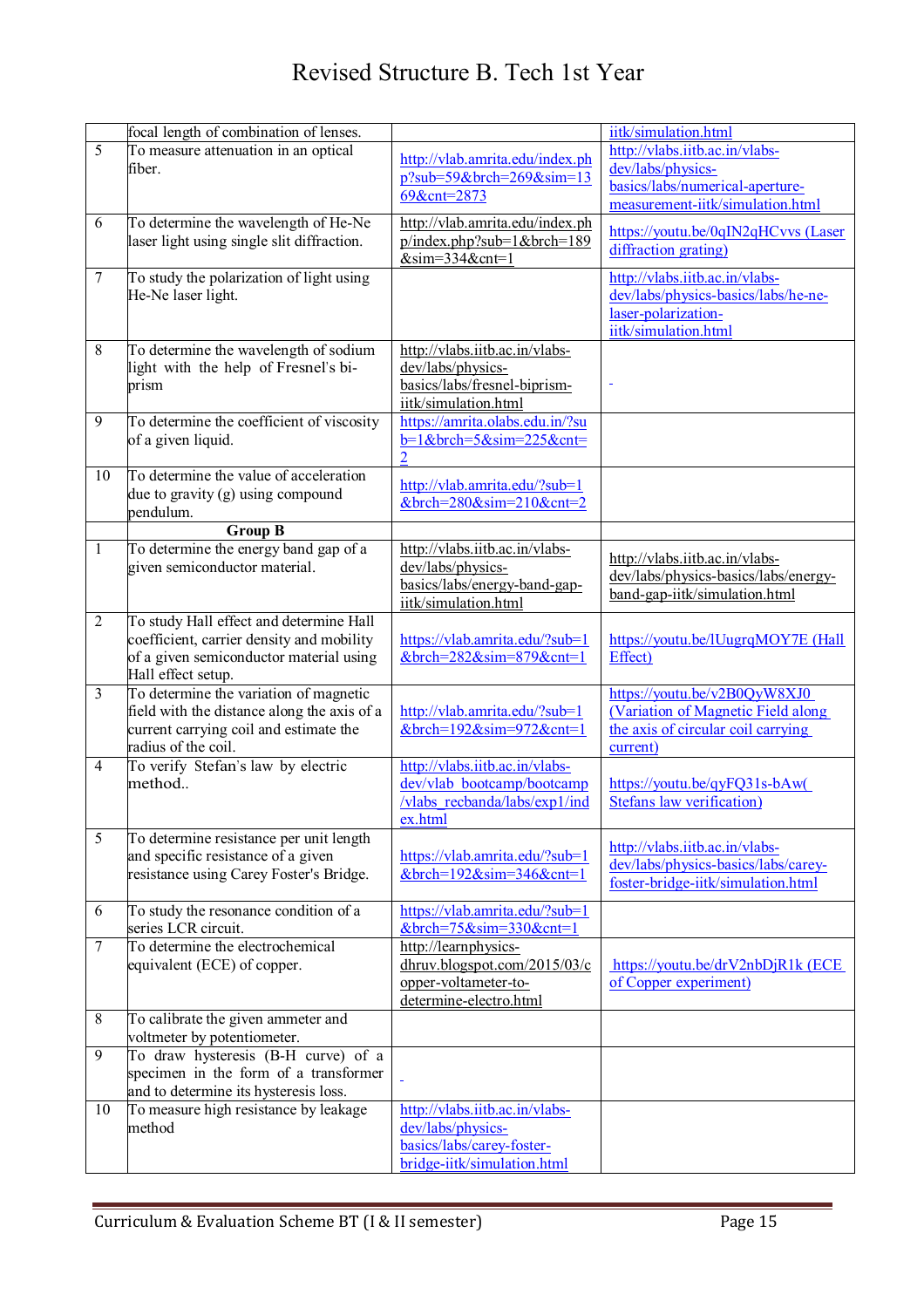| | focal length of combination of lenses. | | iitk/simulation.html |
|---|---|---|---|
| 5 | To measure attenuation in an optical fiber. | http://vlab.amrita.edu/index.php?sub=59&brch=269&sim=1369&cnt=2873 | http://vlabs.iitb.ac.in/vlabs-dev/labs/physics-basics/labs/numerical-aperture-measurement-iitk/simulation.html |
| 6 | To determine the wavelength of He-Ne laser light using single slit diffraction. | http://vlab.amrita.edu/index.php/index.php?sub=1&brch=189&sim=334&cnt=1 | https://youtu.be/0qIN2qHCvvs (Laser diffraction grating) |
| 7 | To study the polarization of light using He-Ne laser light. | | http://vlabs.iitb.ac.in/vlabs-dev/labs/physics-basics/labs/he-ne-laser-polarization-iitk/simulation.html |
| 8 | To determine the wavelength of sodium light with the help of Fresnel's bi-prism | http://vlabs.iitb.ac.in/vlabs-dev/labs/physics-basics/labs/fresnel-biprism-iitk/simulation.html | - |
| 9 | To determine the coefficient of viscosity of a given liquid. | https://amrita.olabs.edu.in/?sub=1&brch=5&sim=225&cnt=2 | |
| 10 | To determine the value of acceleration due to gravity (g) using compound pendulum. | http://vlab.amrita.edu/?sub=1&brch=280&sim=210&cnt=2 | |
| | **Group B** | | |
| 1 | To determine the energy band gap of a given semiconductor material. | http://vlabs.iitb.ac.in/vlabs-dev/labs/physics-basics/labs/energy-band-gap-iitk/simulation.html | http://vlabs.iitb.ac.in/vlabs-dev/labs/physics-basics/labs/energy-band-gap-iitk/simulation.html |
| 2 | To study Hall effect and determine Hall coefficient, carrier density and mobility of a given semiconductor material using Hall effect setup. | https://vlab.amrita.edu/?sub=1&brch=282&sim=879&cnt=1 | https://youtu.be/lUugrqMOY7E (Hall Effect) |
| 3 | To determine the variation of magnetic field with the distance along the axis of a current carrying coil and estimate the radius of the coil. | http://vlab.amrita.edu/?sub=1&brch=192&sim=972&cnt=1 | https://youtu.be/v2B0QyW8XJ0 (Variation of Magnetic Field along the axis of circular coil carrying current) |
| 4 | To verify Stefan's law by electric method.. | http://vlabs.iitb.ac.in/vlabs-dev/vlab_bootcamp/bootcamp/vlabs_recbanda/labs/exp1/index.html | https://youtu.be/qyFQ31s-bAw( Stefans law verification) |
| 5 | To determine resistance per unit length and specific resistance of a given resistance using Carey Foster's Bridge. | https://vlab.amrita.edu/?sub=1&brch=192&sim=346&cnt=1 | http://vlabs.iitb.ac.in/vlabs-dev/labs/physics-basics/labs/carey-foster-bridge-iitk/simulation.html |
| 6 | To study the resonance condition of a series LCR circuit. | https://vlab.amrita.edu/?sub=1&brch=75&sim=330&cnt=1 | |
| 7 | To determine the electrochemical equivalent (ECE) of copper. | http://learnphysics-dhruv.blogspot.com/2015/03/copper-voltameter-to-determine-electro.html | https://youtu.be/drV2nbDjR1k (ECE of Copper experiment) |
| 8 | To calibrate the given ammeter and voltmeter by potentiometer. | | |
| 9 | To draw hysteresis (B-H curve) of a specimen in the form of a transformer and to determine its hysteresis loss. | - | |
| 10 | To measure high resistance by leakage method | http://vlabs.iitb.ac.in/vlabs-dev/labs/physics-basics/labs/carey-foster-bridge-iitk/simulation.html | |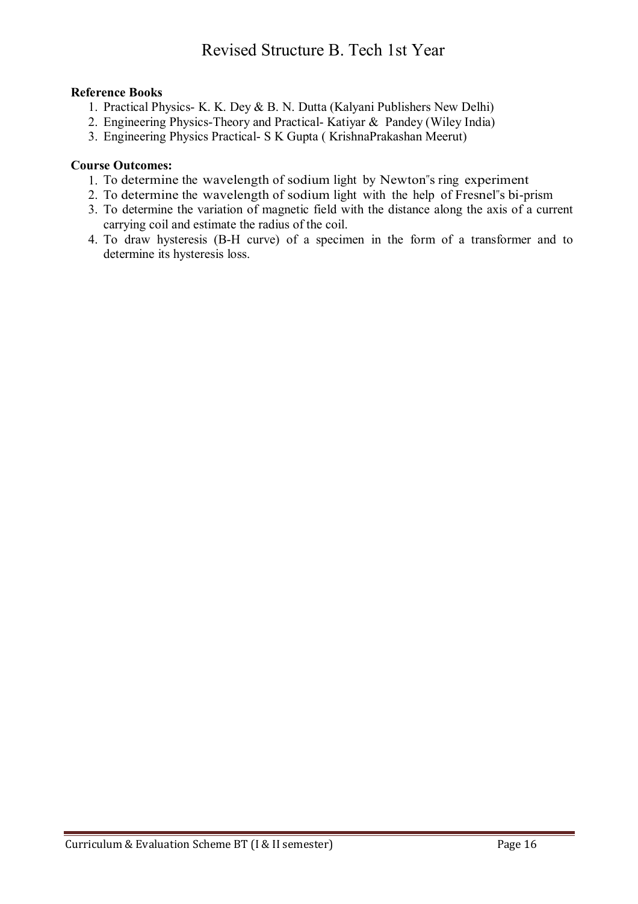**Reference Books**

1. Practical Physics- K. K. Dey & B. N. Dutta (Kalyani Publishers New Delhi)
2. Engineering Physics-Theory and Practical- Katiyar & Pandey (Wiley India)
3. Engineering Physics Practical- S K Gupta ( KrishnaPrakashan Meerut)

**Course Outcomes:**

1. To determine the wavelength of sodium light by Newton"s ring experiment
2. To determine the wavelength of sodium light with the help of Fresnel"s bi-prism
3. To determine the variation of magnetic field with the distance along the axis of a current carrying coil and estimate the radius of the coil.
4. To draw hysteresis (B-H curve) of a specimen in the form of a transformer and to determine its hysteresis loss.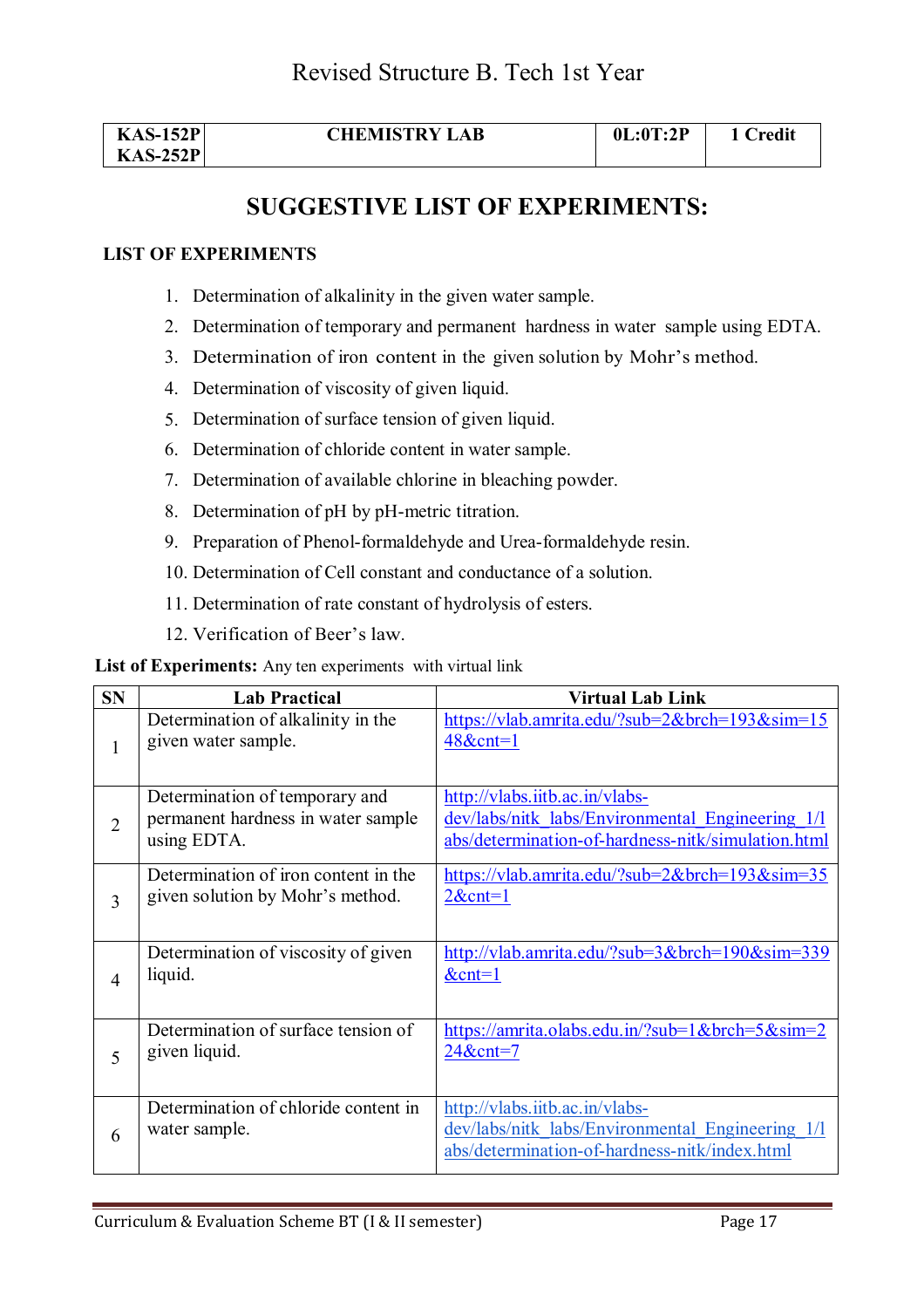# Revised Structure B. Tech 1st Year

| KAS-152P KAS-252P | CHEMISTRY LAB | 0L:0T:2P | 1 Credit |
|---|---|---|---|

## SUGGESTIVE LIST OF EXPERIMENTS:

### LIST OF EXPERIMENTS

1. Determination of alkalinity in the given water sample.
2. Determination of temporary and permanent hardness in water sample using EDTA.
3. Determination of iron content in the given solution by Mohr's method.
4. Determination of viscosity of given liquid.
5. Determination of surface tension of given liquid.
6. Determination of chloride content in water sample.
7. Determination of available chlorine in bleaching powder.
8. Determination of pH by pH-metric titration.
9. Preparation of Phenol-formaldehyde and Urea-formaldehyde resin.
10. Determination of Cell constant and conductance of a solution.
11. Determination of rate constant of hydrolysis of esters.
12. Verification of Beer's law.

**List of Experiments:** Any ten experiments with virtual link

| SN | Lab Practical | Virtual Lab Link |
|---|---|---|
| 1 | Determination of alkalinity in the given water sample. | https://vlab.amrita.edu/?sub=2&brch=193&sim=1548&cnt=1 |
| 2 | Determination of temporary and permanent hardness in water sample using EDTA. | http://vlabs.iitb.ac.in/vlabs-dev/labs/nitk_labs/Environmental_Engineering_1/labs/determination-of-hardness-nitk/simulation.html |
| 3 | Determination of iron content in the given solution by Mohr's method. | https://vlab.amrita.edu/?sub=2&brch=193&sim=352&cnt=1 |
| 4 | Determination of viscosity of given liquid. | http://vlab.amrita.edu/?sub=3&brch=190&sim=339&cnt=1 |
| 5 | Determination of surface tension of given liquid. | https://amrita.olabs.edu.in/?sub=1&brch=5&sim=224&cnt=7 |
| 6 | Determination of chloride content in water sample. | http://vlabs.iitb.ac.in/vlabs-dev/labs/nitk_labs/Environmental_Engineering_1/labs/determination-of-hardness-nitk/index.html |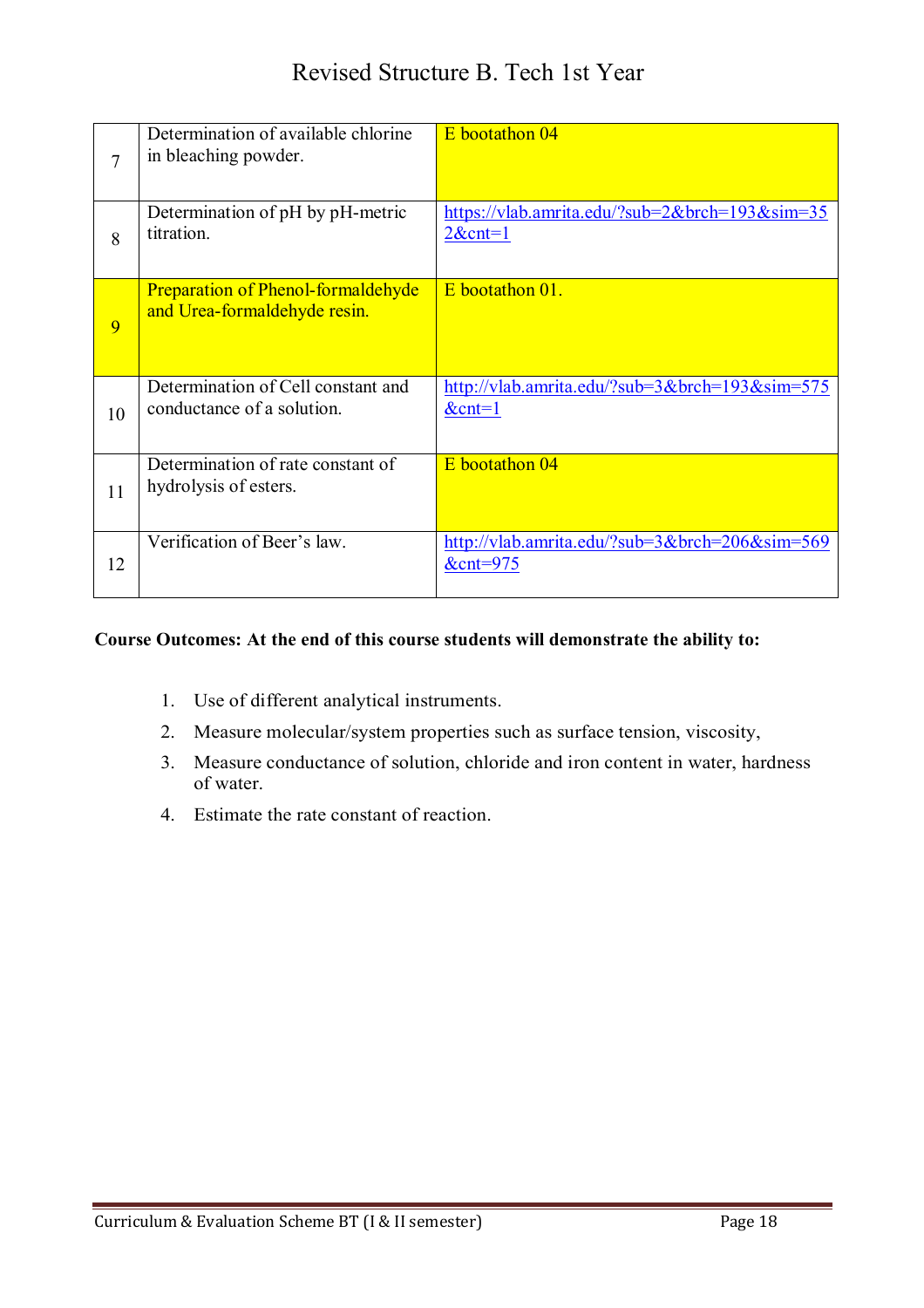| | | |
|---|---|---|
| 7 | Determination of available chlorine in bleaching powder. | E bootathon 04 |
| 8 | Determination of pH by pH-metric titration. | https://vlab.amrita.edu/?sub=2&brch=193&sim=352&cnt=1 |
| 9 | Preparation of Phenol-formaldehyde and Urea-formaldehyde resin. | E bootathon 01. |
| 10 | Determination of Cell constant and conductance of a solution. | http://vlab.amrita.edu/?sub=3&brch=193&sim=575&cnt=1 |
| 11 | Determination of rate constant of hydrolysis of esters. | E bootathon 04 |
| 12 | Verification of Beer's law. | http://vlab.amrita.edu/?sub=3&brch=206&sim=569&cnt=975 |

**Course Outcomes: At the end of this course students will demonstrate the ability to:**

1. Use of different analytical instruments.
2. Measure molecular/system properties such as surface tension, viscosity,
3. Measure conductance of solution, chloride and iron content in water, hardness of water.
4. Estimate the rate constant of reaction.